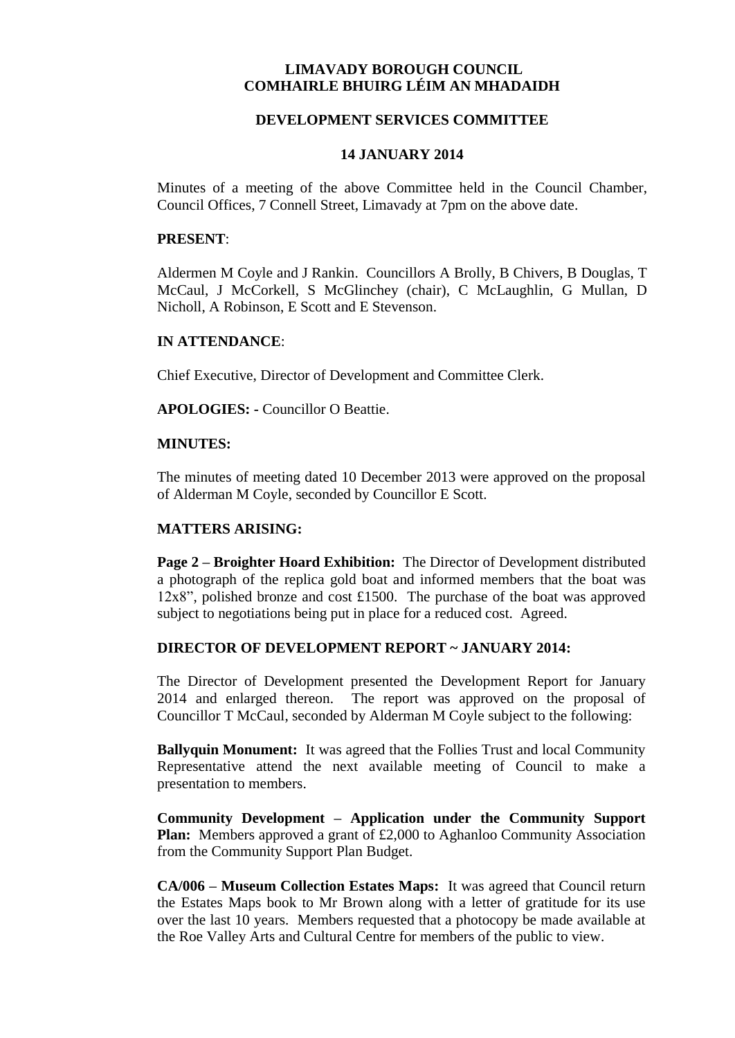# LIMAVADY BOROUGH COUNCIL
# COMHAIRLE BHUIRG LÉIM AN MHADAIDH

## DEVELOPMENT SERVICES COMMITTEE

## 14 JANUARY 2014

Minutes of a meeting of the above Committee held in the Council Chamber, Council Offices, 7 Connell Street, Limavady at 7pm on the above date.

**PRESENT**:

Aldermen M Coyle and J Rankin. Councillors A Brolly, B Chivers, B Douglas, T McCaul, J McCorkell, S McGlinchey (chair), C McLaughlin, G Mullan, D Nicholl, A Robinson, E Scott and E Stevenson.

**IN ATTENDANCE**:

Chief Executive, Director of Development and Committee Clerk.

**APOLOGIES: -** Councillor O Beattie.

**MINUTES:**

The minutes of meeting dated 10 December 2013 were approved on the proposal of Alderman M Coyle, seconded by Councillor E Scott.

**MATTERS ARISING:**

**Page 2 – Broighter Hoard Exhibition:** The Director of Development distributed a photograph of the replica gold boat and informed members that the boat was 12x8", polished bronze and cost £1500. The purchase of the boat was approved subject to negotiations being put in place for a reduced cost. Agreed.

**DIRECTOR OF DEVELOPMENT REPORT ~ JANUARY 2014:**

The Director of Development presented the Development Report for January 2014 and enlarged thereon. The report was approved on the proposal of Councillor T McCaul, seconded by Alderman M Coyle subject to the following:

**Ballyquin Monument:** It was agreed that the Follies Trust and local Community Representative attend the next available meeting of Council to make a presentation to members.

**Community Development – Application under the Community Support Plan:** Members approved a grant of £2,000 to Aghanloo Community Association from the Community Support Plan Budget.

**CA/006 – Museum Collection Estates Maps:** It was agreed that Council return the Estates Maps book to Mr Brown along with a letter of gratitude for its use over the last 10 years. Members requested that a photocopy be made available at the Roe Valley Arts and Cultural Centre for members of the public to view.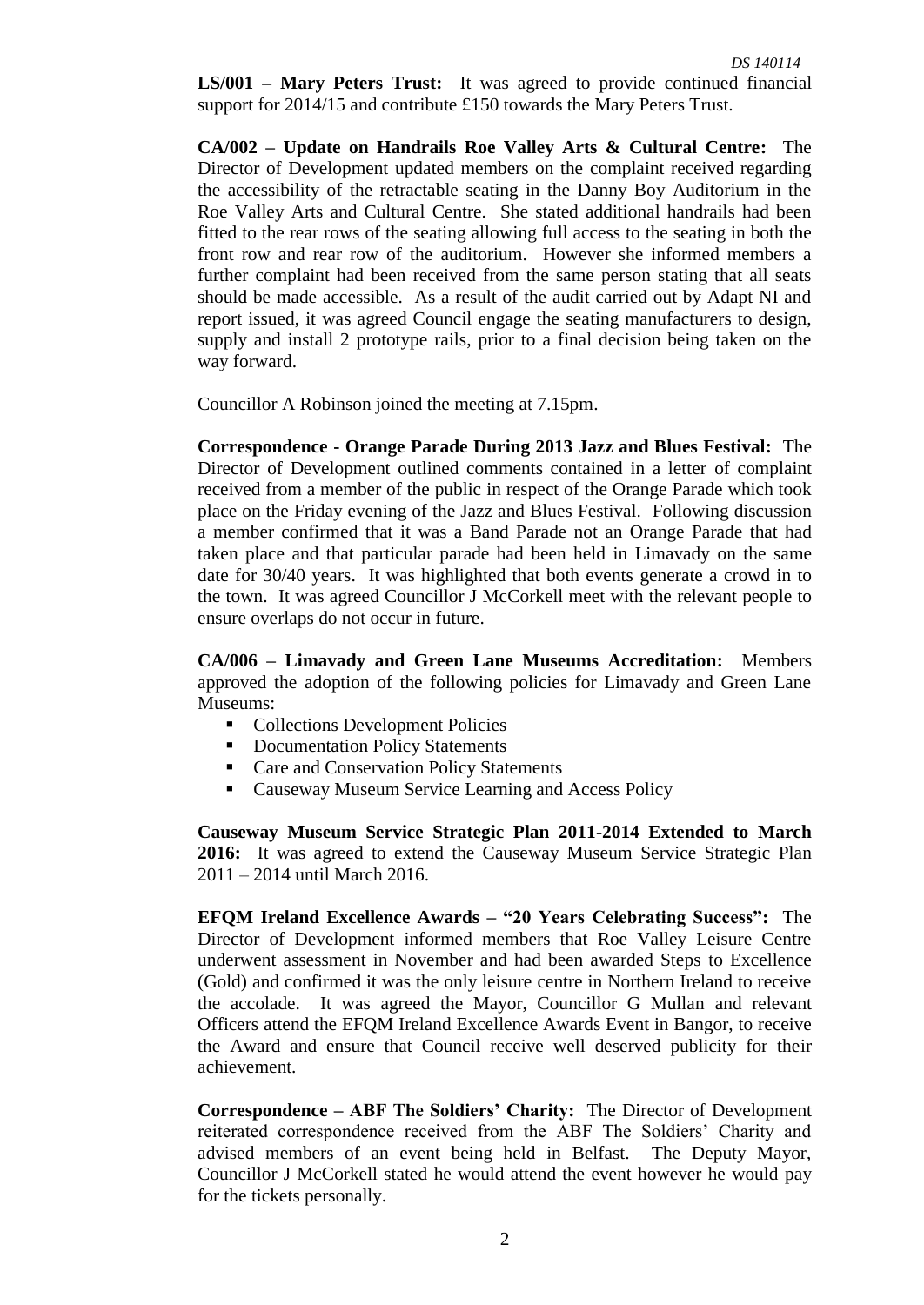**LS/001 – Mary Peters Trust:** It was agreed to provide continued financial support for 2014/15 and contribute £150 towards the Mary Peters Trust.

**CA/002 – Update on Handrails Roe Valley Arts & Cultural Centre:** The Director of Development updated members on the complaint received regarding the accessibility of the retractable seating in the Danny Boy Auditorium in the Roe Valley Arts and Cultural Centre. She stated additional handrails had been fitted to the rear rows of the seating allowing full access to the seating in both the front row and rear row of the auditorium. However she informed members a further complaint had been received from the same person stating that all seats should be made accessible. As a result of the audit carried out by Adapt NI and report issued, it was agreed Council engage the seating manufacturers to design, supply and install 2 prototype rails, prior to a final decision being taken on the way forward.

Councillor A Robinson joined the meeting at 7.15pm.

**Correspondence - Orange Parade During 2013 Jazz and Blues Festival:** The Director of Development outlined comments contained in a letter of complaint received from a member of the public in respect of the Orange Parade which took place on the Friday evening of the Jazz and Blues Festival. Following discussion a member confirmed that it was a Band Parade not an Orange Parade that had taken place and that particular parade had been held in Limavady on the same date for 30/40 years. It was highlighted that both events generate a crowd in to the town. It was agreed Councillor J McCorkell meet with the relevant people to ensure overlaps do not occur in future.

**CA/006 – Limavady and Green Lane Museums Accreditation:** Members approved the adoption of the following policies for Limavady and Green Lane Museums:

- Collections Development Policies
- Documentation Policy Statements
- Care and Conservation Policy Statements
- Causeway Museum Service Learning and Access Policy

**Causeway Museum Service Strategic Plan 2011-2014 Extended to March 2016:** It was agreed to extend the Causeway Museum Service Strategic Plan 2011 – 2014 until March 2016.

**EFQM Ireland Excellence Awards – "20 Years Celebrating Success":** The Director of Development informed members that Roe Valley Leisure Centre underwent assessment in November and had been awarded Steps to Excellence (Gold) and confirmed it was the only leisure centre in Northern Ireland to receive the accolade. It was agreed the Mayor, Councillor G Mullan and relevant Officers attend the EFQM Ireland Excellence Awards Event in Bangor, to receive the Award and ensure that Council receive well deserved publicity for their achievement.

**Correspondence – ABF The Soldiers' Charity:** The Director of Development reiterated correspondence received from the ABF The Soldiers' Charity and advised members of an event being held in Belfast. The Deputy Mayor, Councillor J McCorkell stated he would attend the event however he would pay for the tickets personally.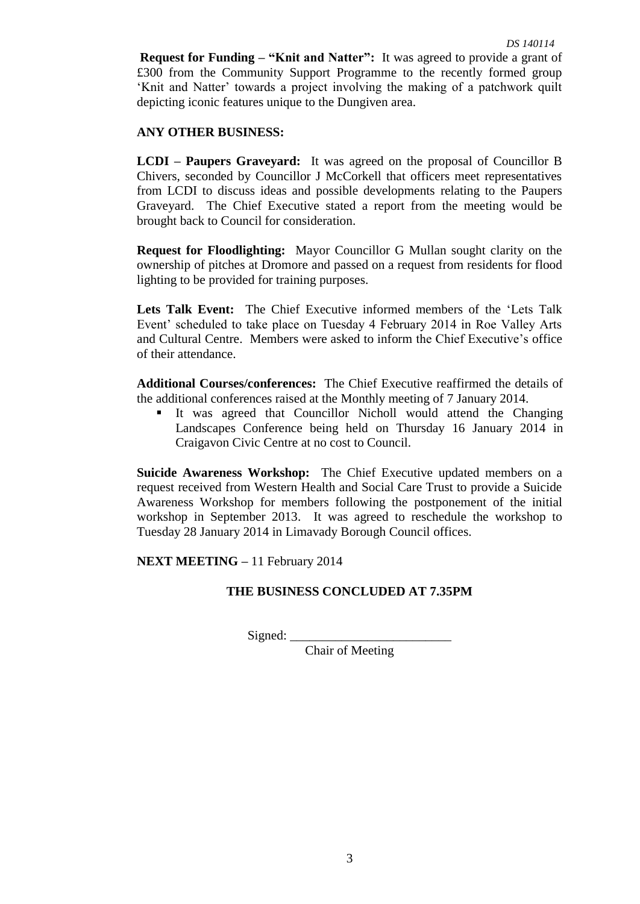**Request for Funding – "Knit and Natter":** It was agreed to provide a grant of £300 from the Community Support Programme to the recently formed group 'Knit and Natter' towards a project involving the making of a patchwork quilt depicting iconic features unique to the Dungiven area.

**ANY OTHER BUSINESS:**

**LCDI – Paupers Graveyard:** It was agreed on the proposal of Councillor B Chivers, seconded by Councillor J McCorkell that officers meet representatives from LCDI to discuss ideas and possible developments relating to the Paupers Graveyard. The Chief Executive stated a report from the meeting would be brought back to Council for consideration.

**Request for Floodlighting:** Mayor Councillor G Mullan sought clarity on the ownership of pitches at Dromore and passed on a request from residents for flood lighting to be provided for training purposes.

**Lets Talk Event:** The Chief Executive informed members of the 'Lets Talk Event' scheduled to take place on Tuesday 4 February 2014 in Roe Valley Arts and Cultural Centre. Members were asked to inform the Chief Executive's office of their attendance.

**Additional Courses/conferences:** The Chief Executive reaffirmed the details of the additional conferences raised at the Monthly meeting of 7 January 2014.

- It was agreed that Councillor Nicholl would attend the Changing Landscapes Conference being held on Thursday 16 January 2014 in Craigavon Civic Centre at no cost to Council.

**Suicide Awareness Workshop:** The Chief Executive updated members on a request received from Western Health and Social Care Trust to provide a Suicide Awareness Workshop for members following the postponement of the initial workshop in September 2013. It was agreed to reschedule the workshop to Tuesday 28 January 2014 in Limavady Borough Council offices.

**NEXT MEETING** – 11 February 2014

**THE BUSINESS CONCLUDED AT 7.35PM**

Signed: _________________________

Chair of Meeting